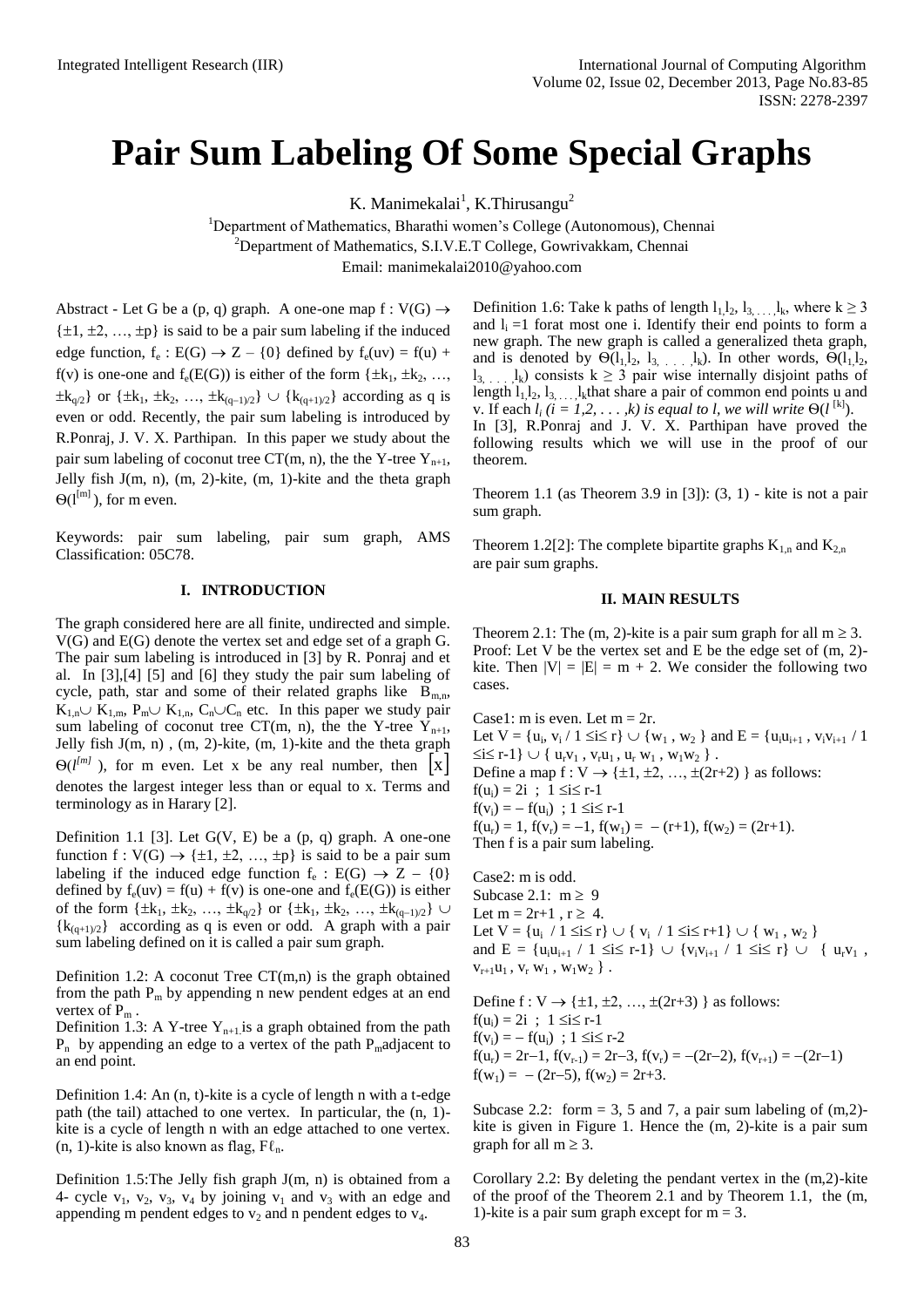# Pair Sum Labeling Of Some Special Graphs

K. Manimekalai[1], K.Thirusangu[2]

[1]Department of Mathematics, Bharathi women's College (Autonomous), Chennai
[2]Department of Mathematics, S.I.V.E.T College, Gowrivakkam, Chennai
Email: manimekalai2010@yahoo.com

Abstract - Let G be a (p, q) graph. A one-one map $f : V(G) \to \{\pm 1, \pm 2, \ldots, \pm p\}$ is said to be a pair sum labeling if the induced edge function, $f_e : E(G) \to Z - \{0\}$ defined by $f_e(uv) = f(u) + f(v)$ is one-one and $f_e(E(G))$ is either of the form $\{\pm k_1, \pm k_2, \ldots, \pm k_{q/2}\}$ or $\{\pm k_1, \pm k_2, \ldots, \pm k_{(q-1)/2}\} \cup \{k_{(q+1)/2}\}$ according as q is even or odd. Recently, the pair sum labeling is introduced by R.Ponraj, J. V. X. Parthipan. In this paper we study about the pair sum labeling of coconut tree CT(m, n), the Y-tree $Y_{n+1}$, Jelly fish J(m, n), (m, 2)-kite, (m, 1)-kite and the theta graph $\Theta(l^{[m]})$, for m even.

Keywords: pair sum labeling, pair sum graph, AMS Classification: 05C78.

## I. INTRODUCTION

The graph considered here are all finite, undirected and simple. V(G) and E(G) denote the vertex set and edge set of a graph G. The pair sum labeling is introduced in [3] by R. Ponraj and et al. In [3],[4] [5] and [6] they study the pair sum labeling of cycle, path, star and some of their related graphs like $B_{m,n}$, $K_{1,n} \cup K_{1,m}$, $P_m \cup K_{1,n}$, $C_n \cup C_n$ etc. In this paper we study pair sum labeling of coconut tree CT(m, n), the the Y-tree $Y_{n+1}$, Jelly fish J(m, n) , (m, 2)-kite, (m, 1)-kite and the theta graph $\Theta(l^{[m]})$, for m even. Let x be any real number, then $[x]$ denotes the largest integer less than or equal to x. Terms and terminology as in Harary [2].

Definition 1.1 [3]. Let G(V, E) be a (p, q) graph. A one-one function $f : V(G) \to \{\pm 1, \pm 2, \ldots, \pm p\}$ is said to be a pair sum labeling if the induced edge function $f_e : E(G) \to Z - \{0\}$ defined by $f_e(uv) = f(u) + f(v)$ is one-one and $f_e(E(G))$ is either of the form $\{\pm k_1, \pm k_2, \ldots, \pm k_{q/2}\}$ or $\{\pm k_1, \pm k_2, \ldots, \pm k_{(q-1)/2}\} \cup \{k_{(q+1)/2}\}$ according as q is even or odd. A graph with a pair sum labeling defined on it is called a pair sum graph.

Definition 1.2: A coconut Tree CT(m,n) is the graph obtained from the path $P_m$ by appending n new pendent edges at an end vertex of $P_m$ .

Definition 1.3: A Y-tree $Y_{n+1}$ is a graph obtained from the path $P_n$ by appending an edge to a vertex of the path $P_m$ adjacent to an end point.

Definition 1.4: An (n, t)-kite is a cycle of length n with a t-edge path (the tail) attached to one vertex. In particular, the (n, 1)-kite is a cycle of length n with an edge attached to one vertex. (n, 1)-kite is also known as flag, $F\ell_n$.

Definition 1.5:The Jelly fish graph J(m, n) is obtained from a 4- cycle $v_1$, $v_2$, $v_3$, $v_4$ by joining $v_1$ and $v_3$ with an edge and appending m pendent edges to $v_2$ and n pendent edges to $v_4$.

Definition 1.6: Take k paths of length $l_1, l_2, l_3, \ldots, l_k$, where $k \geq 3$ and $l_i = 1$ forat most one i. Identify their end points to form a new graph. The new graph is called a generalized theta graph, and is denoted by $\Theta(l_1, l_2, l_3, \ldots, l_k)$. In other words, $\Theta(l_1, l_2, l_3, \ldots, l_k)$ consists $k \geq 3$ pair wise internally disjoint paths of length $l_1, l_2, l_3, \ldots, l_k$ that share a pair of common end points u and v. If each $l_i$ *(i = 1,2, . . . ,k) is equal to l, we will write* $\Theta(l^{[k]})$.

In [3], R.Ponraj and J. V. X. Parthipan have proved the following results which we will use in the proof of our theorem.

Theorem 1.1 (as Theorem 3.9 in [3]): (3, 1) - kite is not a pair sum graph.

Theorem 1.2[2]: The complete bipartite graphs $K_{1,n}$ and $K_{2,n}$ are pair sum graphs.

## II. MAIN RESULTS

Theorem 2.1: The (m, 2)-kite is a pair sum graph for all $m \geq 3$.
Proof: Let V be the vertex set and E be the edge set of (m, 2)-kite. Then $|V| = |E| = m + 2$. We consider the following two cases.

Case1: m is even. Let m = 2r.
Let $V = \{u_i, v_i / 1 \leq i \leq r\} \cup \{w_1, w_2\}$ and $E = \{u_iu_{i+1}, v_iv_{i+1} / 1 \leq i \leq r\text{-}1\} \cup \{u_rv_1, v_ru_1, u_r w_1, w_1w_2\}$.
Define a map $f : V \to \{\pm 1, \pm 2, \ldots, \pm(2r+2)\}$ as follows:
$f(u_i) = 2i$ ; $1 \leq i \leq r\text{-}1$
$f(v_i) = -f(u_i)$ ; $1 \leq i \leq r\text{-}1$
$f(u_r) = 1$, $f(v_r) = -1$, $f(w_1) = -(r+1)$, $f(w_2) = (2r+1)$.
Then f is a pair sum labeling.

Case2: m is odd.
Subcase 2.1: $m \geq 9$
Let $m = 2r+1$ , $r \geq 4$.
Let $V = \{u_i / 1 \leq i \leq r\} \cup \{v_i / 1 \leq i \leq r+1\} \cup \{w_1, w_2\}$ and $E = \{u_iu_{i+1} / 1 \leq i \leq r\text{-}1\} \cup \{v_iv_{i+1} / 1 \leq i \leq r\} \cup \{u_rv_1, v_{r+1}u_1, v_r w_1, w_1w_2\}$.

Define $f : V \to \{\pm 1, \pm 2, \ldots, \pm(2r+3)\}$ as follows:
$f(u_i) = 2i$ ; $1 \leq i \leq r\text{-}1$
$f(v_i) = -f(u_i)$ ; $1 \leq i \leq r\text{-}2$
$f(u_r) = 2r-1$, $f(v_{r-1}) = 2r-3$, $f(v_r) = -(2r-2)$, $f(v_{r+1}) = -(2r-1)$
$f(w_1) = -(2r-5)$, $f(w_2) = 2r+3$.

Subcase 2.2: form = 3, 5 and 7, a pair sum labeling of (m,2)-kite is given in Figure 1. Hence the (m, 2)-kite is a pair sum graph for all $m \geq 3$.

Corollary 2.2: By deleting the pendant vertex in the (m,2)-kite of the proof of the Theorem 2.1 and by Theorem 1.1, the (m, 1)-kite is a pair sum graph except for m = 3.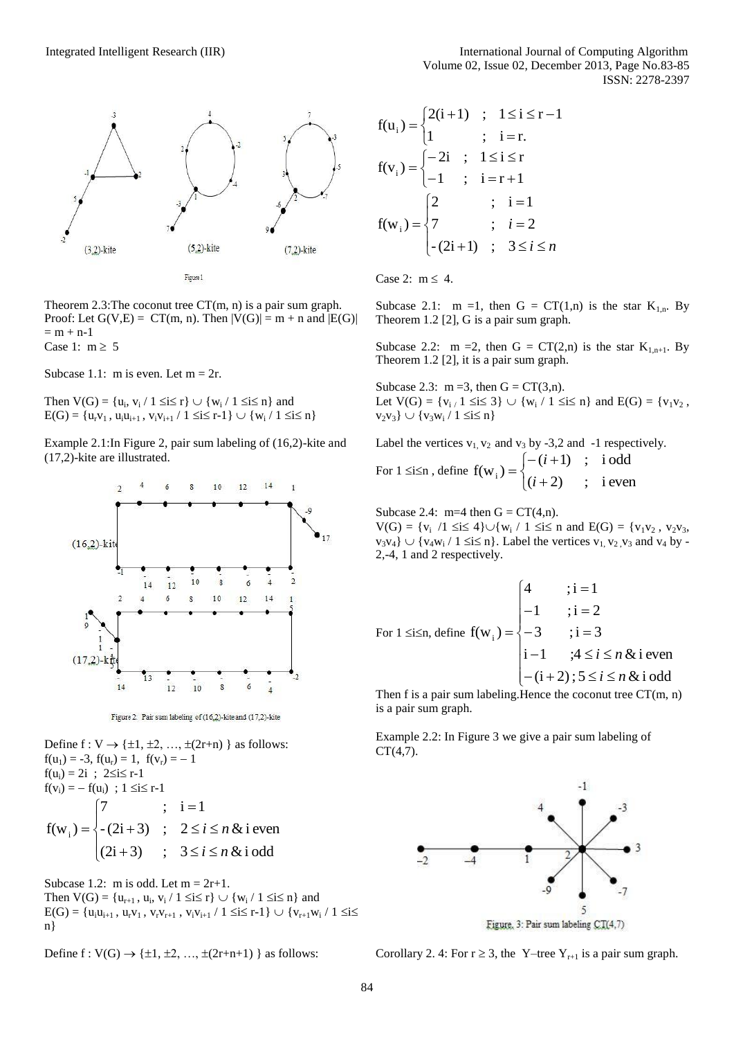Figure 1

Theorem 2.3:The coconut tree CT(m, n) is a pair sum graph.

Proof: Let G(V,E) = CT(m, n). Then |V(G)| = m + n and |E(G)| = m + n-1

Case 1: $m \geq 5$

Subcase 1.1: m is even. Let m = 2r.

Then V(G) = $\{u_i, v_i / 1 \leq i \leq r\} \cup \{w_i / 1 \leq i \leq n\}$ and
E(G) = $\{u_r v_1, u_i u_{i+1}, v_i v_{i+1} / 1 \leq i \leq r\text{-}1\} \cup \{w_i / 1 \leq i \leq n\}$

Example 2.1:In Figure 2, pair sum labeling of (16,2)-kite and (17,2)-kite are illustrated.

Figure 2: Pair sum labeling of (16,2)-kite and (17,2)-kite

Define f : V $\rightarrow$ $\{\pm 1, \pm 2, \ldots, \pm(2r+n)\}$ as follows:

$f(u_1) = -3$, $f(u_r) = 1$, $f(v_r) = -1$

$f(u_i) = 2i$ ; $2 \leq i \leq r\text{-}1$

$f(v_i) = -f(u_i)$ ; $1 \leq i \leq r\text{-}1$

$$f(w_i) = \begin{cases} 7 & ; \quad i = 1 \\ -(2i+3) & ; \quad 2 \leq i \leq n \,\&\, i \text{ even} \\ (2i+3) & ; \quad 3 \leq i \leq n \,\&\, i \text{ odd} \end{cases}$$

Subcase 1.2: m is odd. Let m = 2r+1.

Then V(G) = $\{u_{r+1}, u_i, v_i / 1 \leq i \leq r\} \cup \{w_i / 1 \leq i \leq n\}$ and
E(G) = $\{u_i u_{i+1}, u_r v_1, v_r v_{r+1}, v_i v_{i+1} / 1 \leq i \leq r\text{-}1\} \cup \{v_{r+1} w_i / 1 \leq i \leq n\}$

Define f : V(G) $\rightarrow$ $\{\pm 1, \pm 2, \ldots, \pm(2r+n+1)\}$ as follows:

$$f(u_i) = \begin{cases} 2(i+1) & ; \quad 1 \leq i \leq r-1 \\ 1 & ; \quad i = r. \end{cases}$$

$$f(v_i) = \begin{cases} -2i & ; \quad 1 \leq i \leq r \\ -1 & ; \quad i = r+1 \end{cases}$$

$$f(w_i) = \begin{cases} 2 & ; \quad i = 1 \\ 7 & ; \quad i = 2 \\ -(2i+1) & ; \quad 3 \leq i \leq n \end{cases}$$

Case 2: $m \leq 4$.

Subcase 2.1: m =1, then G = CT(1,n) is the star $K_{1,n}$. By Theorem 1.2 [2], G is a pair sum graph.

Subcase 2.2: m =2, then G = CT(2,n) is the star $K_{1,n+1}$. By Theorem 1.2 [2], it is a pair sum graph.

Subcase 2.3: m =3, then G = CT(3,n).

Let V(G) = $\{v_i / 1 \leq i \leq 3\} \cup \{w_i / 1 \leq i \leq n\}$ and E(G) = $\{v_1 v_2, v_2 v_3\} \cup \{v_3 w_i / 1 \leq i \leq n\}$

Label the vertices $v_1$, $v_2$ and $v_3$ by -3,2 and -1 respectively.

For $1 \leq i \leq n$ , define $f(w_i) = \begin{cases} -(i+1) & ; \quad i \text{ odd} \\ (i+2) & ; \quad i \text{ even} \end{cases}$

Subcase 2.4: m=4 then G = CT(4,n).

V(G) = $\{v_i / 1 \leq i \leq 4\} \cup \{w_i / 1 \leq i \leq n\}$ and E(G) = $\{v_1 v_2, v_2 v_3, v_3 v_4\} \cup \{v_4 w_i / 1 \leq i \leq n\}$. Label the vertices $v_1$, $v_2$, $v_3$ and $v_4$ by -2,-4, 1 and 2 respectively.

For $1 \leq i \leq n$, define $f(w_i) = \begin{cases} 4 & ; i = 1 \\ -1 & ; i = 2 \\ -3 & ; i = 3 \\ i-1 & ; 4 \leq i \leq n \,\&\, i \text{ even} \\ -(i+2) & ; 5 \leq i \leq n \,\&\, i \text{ odd} \end{cases}$

Then f is a pair sum labeling.Hence the coconut tree CT(m, n) is a pair sum graph.

Example 2.2: In Figure 3 we give a pair sum labeling of CT(4,7).

Figure. 3: Pair sum labeling CT(4,7)

Corollary 2. 4: For $r \geq 3$, the Y–tree $Y_{r+1}$ is a pair sum graph.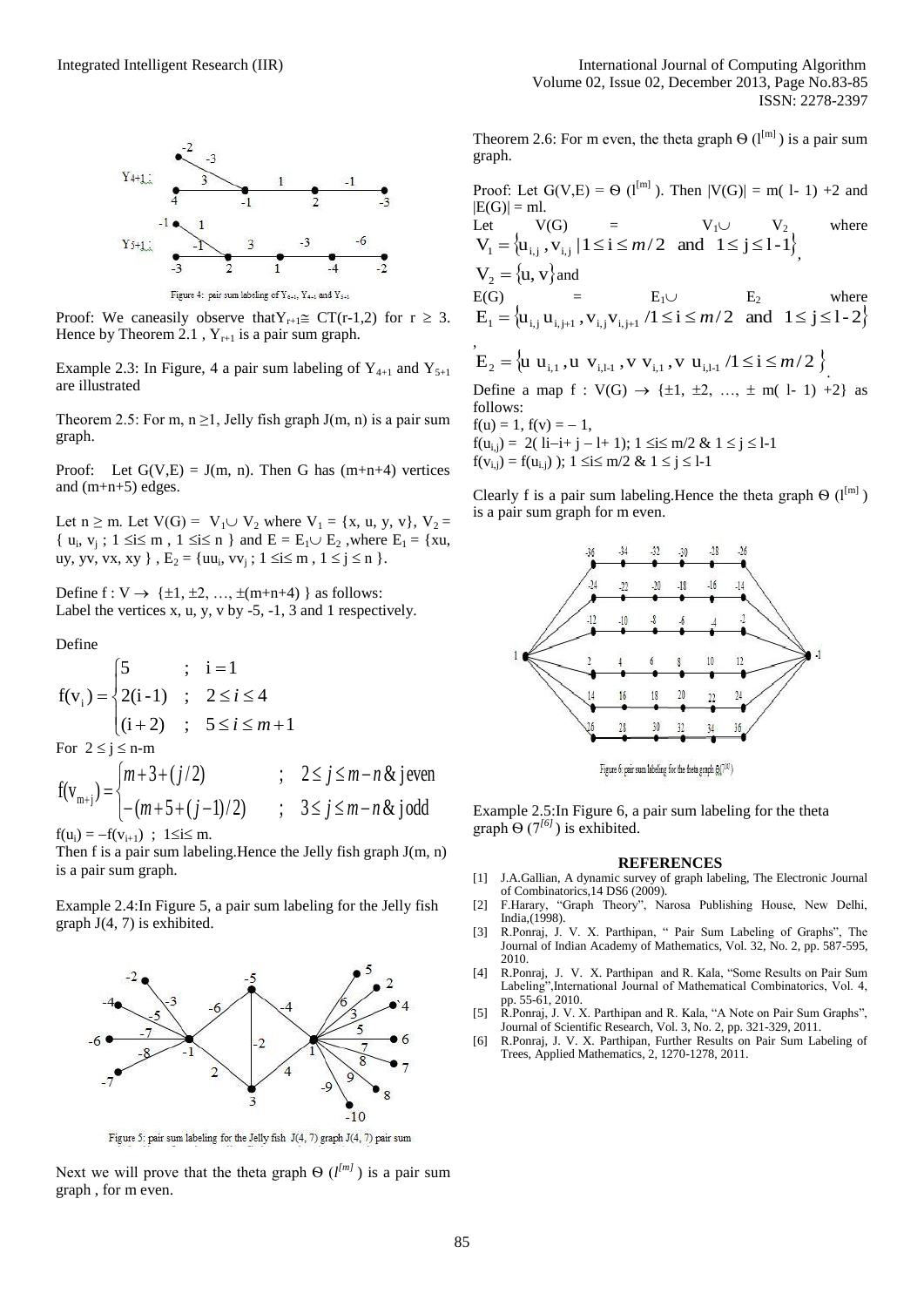Figure 4: pair sum labeling of $Y_{4+1}$, $Y_{4+1}$ and $Y_{5+1}$

Proof: We caneasily observe that $Y_{r+1} \cong CT(r-1,2)$ for $r \geq 3$. Hence by Theorem 2.1 , $Y_{r+1}$ is a pair sum graph.

Example 2.3: In Figure, 4 a pair sum labeling of $Y_{4+1}$ and $Y_{5+1}$ are illustrated

Theorem 2.5: For m, n $\geq 1$, Jelly fish graph J(m, n) is a pair sum graph.

Proof: Let G(V,E) = J(m, n). Then G has (m+n+4) vertices and (m+n+5) edges.

Let $n \geq m$. Let $V(G) = V_1 \cup V_2$ where $V_1 = \{x, u, y, v\}$, $V_2 = \{u_i, v_j ; 1 \leq i \leq m , 1 \leq i \leq n\}$ and $E = E_1 \cup E_2$ ,where $E_1 = \{xu, uy, yv, vx, xy\}$ , $E_2 = \{uu_i, vv_j ; 1 \leq i \leq m , 1 \leq j \leq n\}$.

Define $f : V \to \{\pm 1, \pm 2, \ldots, \pm(m+n+4)\}$ as follows:
Label the vertices x, u, y, v by -5, -1, 3 and 1 respectively.

Define

$$f(v_i) = \begin{cases} 5 & ; \quad i = 1 \\ 2(i-1) & ; \quad 2 \leq i \leq 4 \\ (i+2) & ; \quad 5 \leq i \leq m+1 \end{cases}$$

For $2 \leq j \leq$ n-m

$$f(v_{m+j}) = \begin{cases} m+3+(j/2) & ; \quad 2 \leq j \leq m-n \,\&\, j\,\text{even} \\ -(m+5+(j-1)/2) & ; \quad 3 \leq j \leq m-n \,\&\, j\,\text{odd} \end{cases}$$

$f(u_i) = -f(v_{i+1})$ ; $1 \leq i \leq m$.

Then f is a pair sum labeling.Hence the Jelly fish graph J(m, n) is a pair sum graph.

Example 2.4:In Figure 5, a pair sum labeling for the Jelly fish graph J(4, 7) is exhibited.

Figure 5: pair sum labeling for the Jelly fish J(4, 7) graph J(4, 7) pair sum

Next we will prove that the theta graph $\Theta$ ($l^{[m]}$) is a pair sum graph , for m even.

Theorem 2.6: For m even, the theta graph $\Theta$ ($l^{[m]}$) is a pair sum graph.

Proof: Let G(V,E) = $\Theta$ ($l^{[m]}$). Then |V(G)| = m( l- 1) +2 and |E(G)| = ml.

Let V(G) = $V_1 \cup V_2$ where $V_1 = \{u_{i,j}, v_{i,j} \mid 1 \leq i \leq m/2 \text{ and } 1 \leq j \leq l-1\}$,

$V_2 = \{u, v\}$ and

E(G) = $E_1 \cup E_2$ where $E_1 = \{u_{i,j}\, u_{i,j+1}, v_{i,j} v_{i,j+1} / 1 \leq i \leq m/2 \text{ and } 1 \leq j \leq l-2\}$,

$E_2 = \{u\, u_{i,1}, u\, v_{i,l-1}, v\, v_{i,1}, v\, u_{i,l-1} / 1 \leq i \leq m/2\}$.

Define a map $f : V(G) \to \{\pm 1, \pm 2, \ldots, \pm m(l-1)+2\}$ as follows:

$f(u) = 1$, $f(v) = -1$,

$f(u_{i,j}) = 2(li - i + j - l + 1)$; $1 \leq i \leq m/2$ & $1 \leq j \leq l-1$

$f(v_{i,j}) = f(u_{i,j})$ ); $1 \leq i \leq m/2$ & $1 \leq j \leq l-1$

Clearly f is a pair sum labeling.Hence the theta graph $\Theta$ ($l^{[m]}$) is a pair sum graph for m even.

Figure 6: pair sum labeling for the theta graph $\Theta(7^{[6]})$

Example 2.5:In Figure 6, a pair sum labeling for the theta graph $\Theta$ ($7^{[6]}$) is exhibited.

## REFERENCES

[1] J.A.Gallian, A dynamic survey of graph labeling, The Electronic Journal of Combinatorics,14 DS6 (2009).

[2] F.Harary, "Graph Theory", Narosa Publishing House, New Delhi, India,(1998).

[3] R.Ponraj, J. V. X. Parthipan, " Pair Sum Labeling of Graphs", The Journal of Indian Academy of Mathematics, Vol. 32, No. 2, pp. 587-595, 2010.

[4] R.Ponraj, J. V. X. Parthipan and R. Kala, "Some Results on Pair Sum Labeling",International Journal of Mathematical Combinatorics, Vol. 4, pp. 55-61, 2010.

[5] R.Ponraj, J. V. X. Parthipan and R. Kala, "A Note on Pair Sum Graphs", Journal of Scientific Research, Vol. 3, No. 2, pp. 321-329, 2011.

[6] R.Ponraj, J. V. X. Parthipan, Further Results on Pair Sum Labeling of Trees, Applied Mathematics, 2, 1270-1278, 2011.